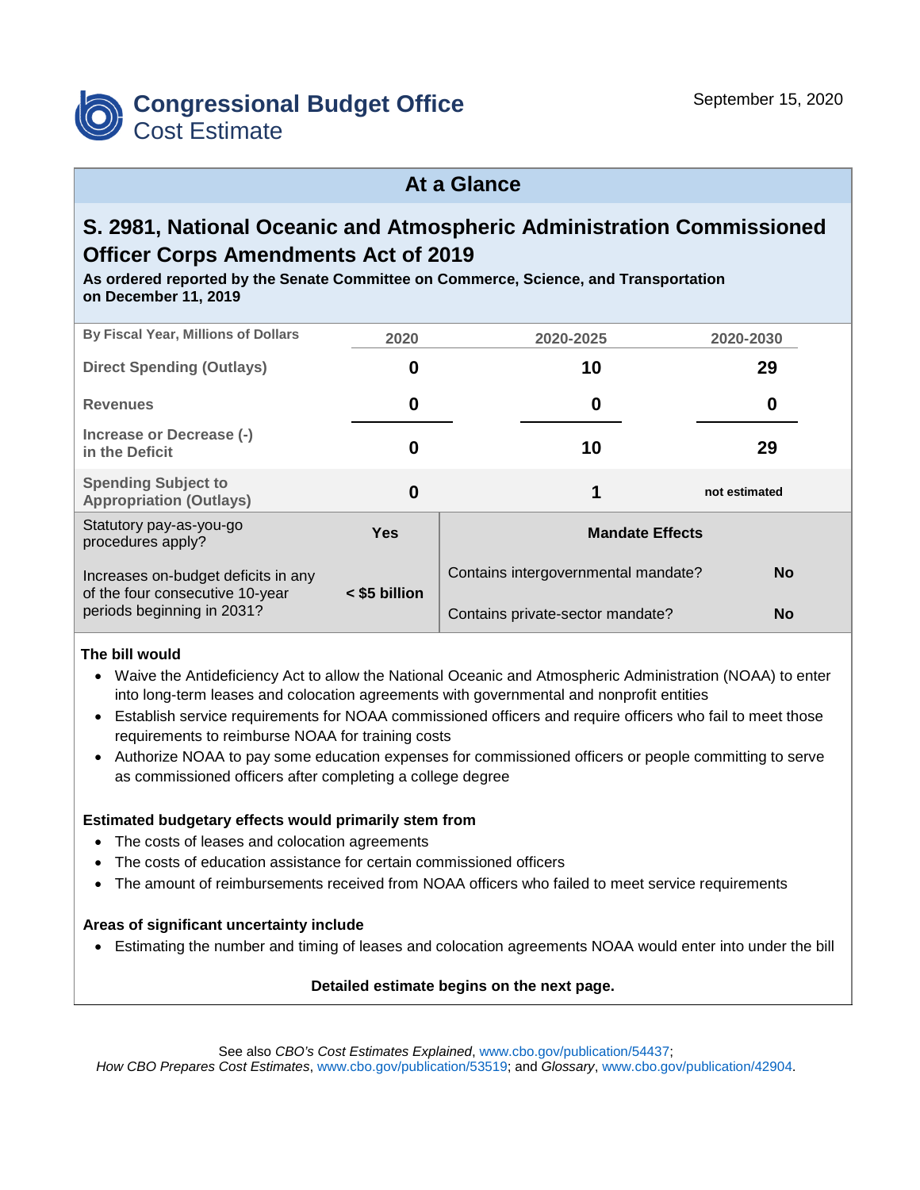# Congressional Budget Office
## Cost Estimate

September 15, 2020

## At a Glance

### S. 2981, National Oceanic and Atmospheric Administration Commissioned Officer Corps Amendments Act of 2019

**As ordered reported by the Senate Committee on Commerce, Science, and Transportation on December 11, 2019**

| By Fiscal Year, Millions of Dollars | 2020 | 2020-2025 | 2020-2030 |
|---|---|---|---|
| Direct Spending (Outlays) | 0 | 10 | 29 |
| Revenues | 0 | 0 | 0 |
| Increase or Decrease (-) in the Deficit | 0 | 10 | 29 |
| Spending Subject to Appropriation (Outlays) | 0 | 1 | not estimated |

| | | Mandate Effects | |
|---|---|---|---|
| Statutory pay-as-you-go procedures apply? | Yes | Contains intergovernmental mandate? | No |
| Increases on-budget deficits in any of the four consecutive 10-year periods beginning in 2031? | < $5 billion | Contains private-sector mandate? | No |

**The bill would**

- Waive the Antideficiency Act to allow the National Oceanic and Atmospheric Administration (NOAA) to enter into long-term leases and colocation agreements with governmental and nonprofit entities
- Establish service requirements for NOAA commissioned officers and require officers who fail to meet those requirements to reimburse NOAA for training costs
- Authorize NOAA to pay some education expenses for commissioned officers or people committing to serve as commissioned officers after completing a college degree

**Estimated budgetary effects would primarily stem from**

- The costs of leases and colocation agreements
- The costs of education assistance for certain commissioned officers
- The amount of reimbursements received from NOAA officers who failed to meet service requirements

**Areas of significant uncertainty include**

- Estimating the number and timing of leases and colocation agreements NOAA would enter into under the bill

**Detailed estimate begins on the next page.**

See also *CBO's Cost Estimates Explained*, www.cbo.gov/publication/54437; *How CBO Prepares Cost Estimates*, www.cbo.gov/publication/53519; and *Glossary*, www.cbo.gov/publication/42904.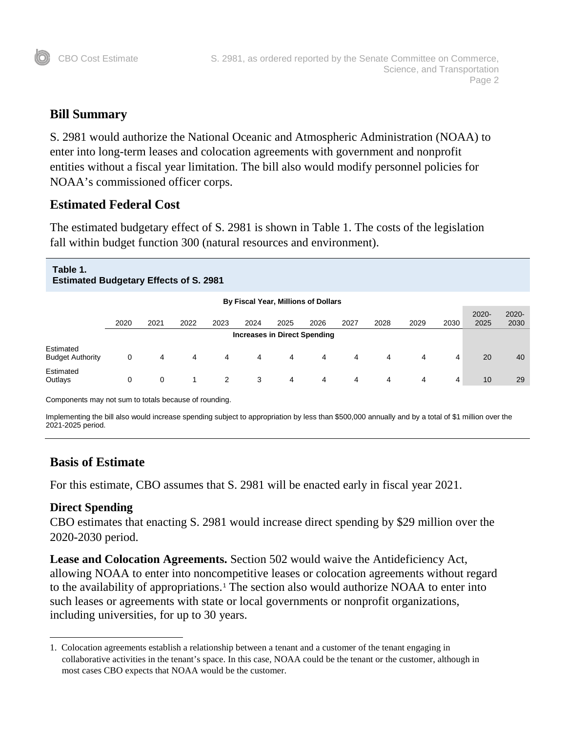## Bill Summary

S. 2981 would authorize the National Oceanic and Atmospheric Administration (NOAA) to enter into long-term leases and colocation agreements with government and nonprofit entities without a fiscal year limitation. The bill also would modify personnel policies for NOAA's commissioned officer corps.

## Estimated Federal Cost

The estimated budgetary effect of S. 2981 is shown in Table 1. The costs of the legislation fall within budget function 300 (natural resources and environment).

**Table 1.**
**Estimated Budgetary Effects of S. 2981**

| | By Fiscal Year, Millions of Dollars | | | | | | | | | | | | |
|---|---|---|---|---|---|---|---|---|---|---|---|---|---|
| | 2020 | 2021 | 2022 | 2023 | 2024 | 2025 | 2026 | 2027 | 2028 | 2029 | 2030 | 2020-2025 | 2020-2030 |
| | Increases in Direct Spending | | | | | | | | | | | | |
| Estimated Budget Authority | 0 | 4 | 4 | 4 | 4 | 4 | 4 | 4 | 4 | 4 | 4 | 20 | 40 |
| Estimated Outlays | 0 | 0 | 1 | 2 | 3 | 4 | 4 | 4 | 4 | 4 | 4 | 10 | 29 |

Components may not sum to totals because of rounding.

Implementing the bill also would increase spending subject to appropriation by less than $500,000 annually and by a total of $1 million over the 2021-2025 period.

## Basis of Estimate

For this estimate, CBO assumes that S. 2981 will be enacted early in fiscal year 2021.

### Direct Spending

CBO estimates that enacting S. 2981 would increase direct spending by $29 million over the 2020-2030 period.

**Lease and Colocation Agreements.** Section 502 would waive the Antideficiency Act, allowing NOAA to enter into noncompetitive leases or colocation agreements without regard to the availability of appropriations.[1] The section also would authorize NOAA to enter into such leases or agreements with state or local governments or nonprofit organizations, including universities, for up to 30 years.

1. Colocation agreements establish a relationship between a tenant and a customer of the tenant engaging in collaborative activities in the tenant's space. In this case, NOAA could be the tenant or the customer, although in most cases CBO expects that NOAA would be the customer.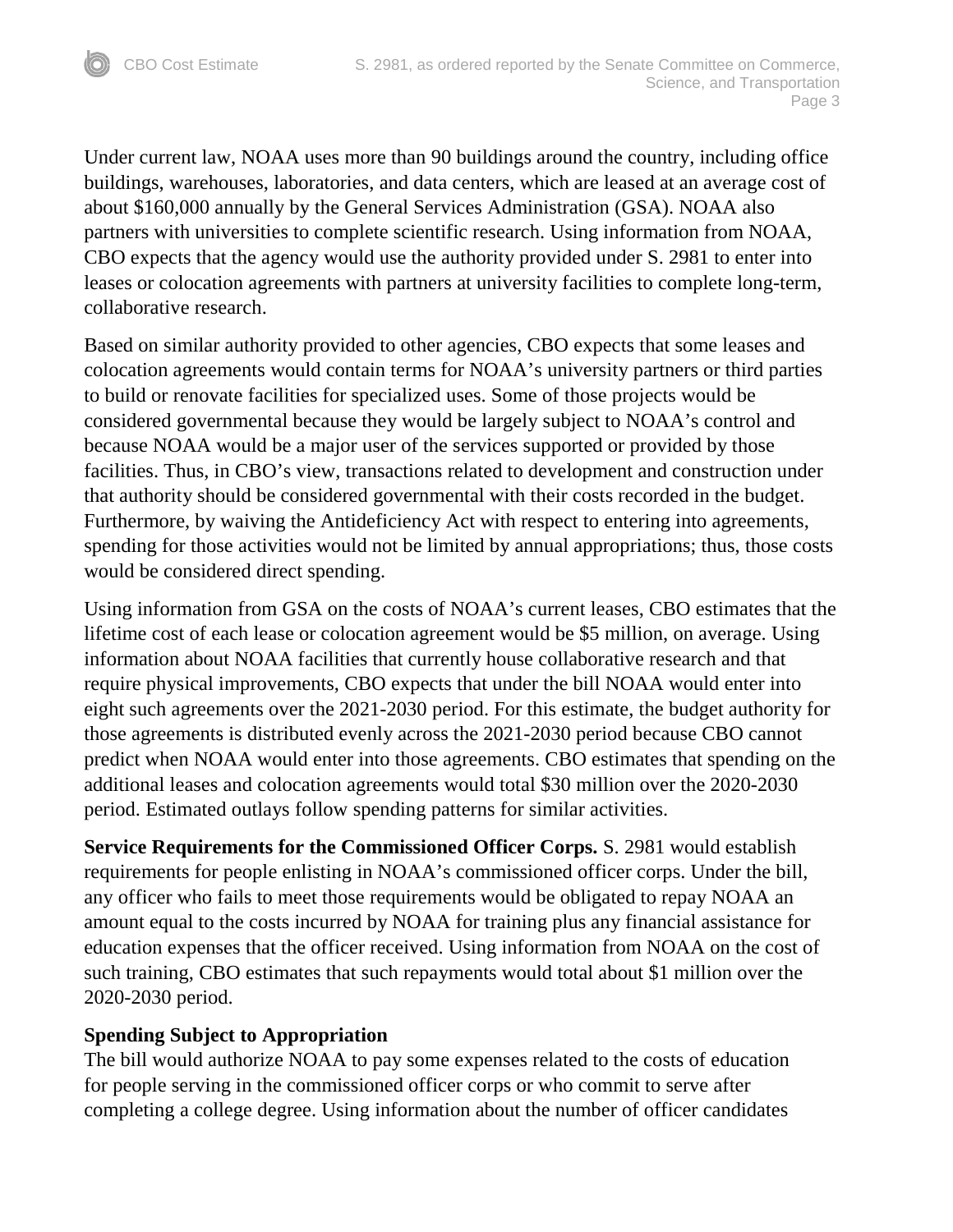Under current law, NOAA uses more than 90 buildings around the country, including office buildings, warehouses, laboratories, and data centers, which are leased at an average cost of about $160,000 annually by the General Services Administration (GSA). NOAA also partners with universities to complete scientific research. Using information from NOAA, CBO expects that the agency would use the authority provided under S. 2981 to enter into leases or colocation agreements with partners at university facilities to complete long-term, collaborative research.

Based on similar authority provided to other agencies, CBO expects that some leases and colocation agreements would contain terms for NOAA's university partners or third parties to build or renovate facilities for specialized uses. Some of those projects would be considered governmental because they would be largely subject to NOAA's control and because NOAA would be a major user of the services supported or provided by those facilities. Thus, in CBO's view, transactions related to development and construction under that authority should be considered governmental with their costs recorded in the budget. Furthermore, by waiving the Antideficiency Act with respect to entering into agreements, spending for those activities would not be limited by annual appropriations; thus, those costs would be considered direct spending.

Using information from GSA on the costs of NOAA's current leases, CBO estimates that the lifetime cost of each lease or colocation agreement would be $5 million, on average. Using information about NOAA facilities that currently house collaborative research and that require physical improvements, CBO expects that under the bill NOAA would enter into eight such agreements over the 2021-2030 period. For this estimate, the budget authority for those agreements is distributed evenly across the 2021-2030 period because CBO cannot predict when NOAA would enter into those agreements. CBO estimates that spending on the additional leases and colocation agreements would total $30 million over the 2020-2030 period. Estimated outlays follow spending patterns for similar activities.

**Service Requirements for the Commissioned Officer Corps.** S. 2981 would establish requirements for people enlisting in NOAA's commissioned officer corps. Under the bill, any officer who fails to meet those requirements would be obligated to repay NOAA an amount equal to the costs incurred by NOAA for training plus any financial assistance for education expenses that the officer received. Using information from NOAA on the cost of such training, CBO estimates that such repayments would total about $1 million over the 2020-2030 period.

**Spending Subject to Appropriation**

The bill would authorize NOAA to pay some expenses related to the costs of education for people serving in the commissioned officer corps or who commit to serve after completing a college degree. Using information about the number of officer candidates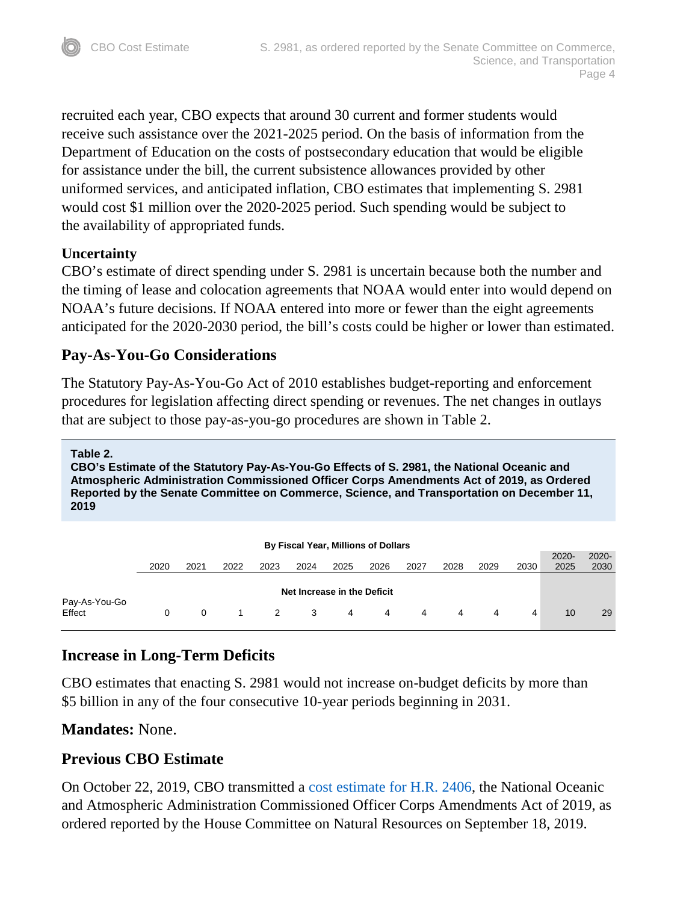recruited each year, CBO expects that around 30 current and former students would receive such assistance over the 2021-2025 period. On the basis of information from the Department of Education on the costs of postsecondary education that would be eligible for assistance under the bill, the current subsistence allowances provided by other uniformed services, and anticipated inflation, CBO estimates that implementing S. 2981 would cost $1 million over the 2020-2025 period. Such spending would be subject to the availability of appropriated funds.

**Uncertainty**

CBO's estimate of direct spending under S. 2981 is uncertain because both the number and the timing of lease and colocation agreements that NOAA would enter into would depend on NOAA's future decisions. If NOAA entered into more or fewer than the eight agreements anticipated for the 2020-2030 period, the bill's costs could be higher or lower than estimated.

## Pay-As-You-Go Considerations

The Statutory Pay-As-You-Go Act of 2010 establishes budget-reporting and enforcement procedures for legislation affecting direct spending or revenues. The net changes in outlays that are subject to those pay-as-you-go procedures are shown in Table 2.

**Table 2.**
**CBO's Estimate of the Statutory Pay-As-You-Go Effects of S. 2981, the National Oceanic and Atmospheric Administration Commissioned Officer Corps Amendments Act of 2019, as Ordered Reported by the Senate Committee on Commerce, Science, and Transportation on December 11, 2019**

| | By Fiscal Year, Millions of Dollars | | | | | | | | | | | | |
|---|---|---|---|---|---|---|---|---|---|---|---|---|---|
| | 2020 | 2021 | 2022 | 2023 | 2024 | 2025 | 2026 | 2027 | 2028 | 2029 | 2030 | 2020-2025 | 2020-2030 |
| | Net Increase in the Deficit | | | | | | | | | | | | |
| Pay-As-You-Go Effect | 0 | 0 | 1 | 2 | 3 | 4 | 4 | 4 | 4 | 4 | 4 | 10 | 29 |

## Increase in Long-Term Deficits

CBO estimates that enacting S. 2981 would not increase on-budget deficits by more than $5 billion in any of the four consecutive 10-year periods beginning in 2031.

**Mandates:** None.

## Previous CBO Estimate

On October 22, 2019, CBO transmitted a cost estimate for H.R. 2406, the National Oceanic and Atmospheric Administration Commissioned Officer Corps Amendments Act of 2019, as ordered reported by the House Committee on Natural Resources on September 18, 2019.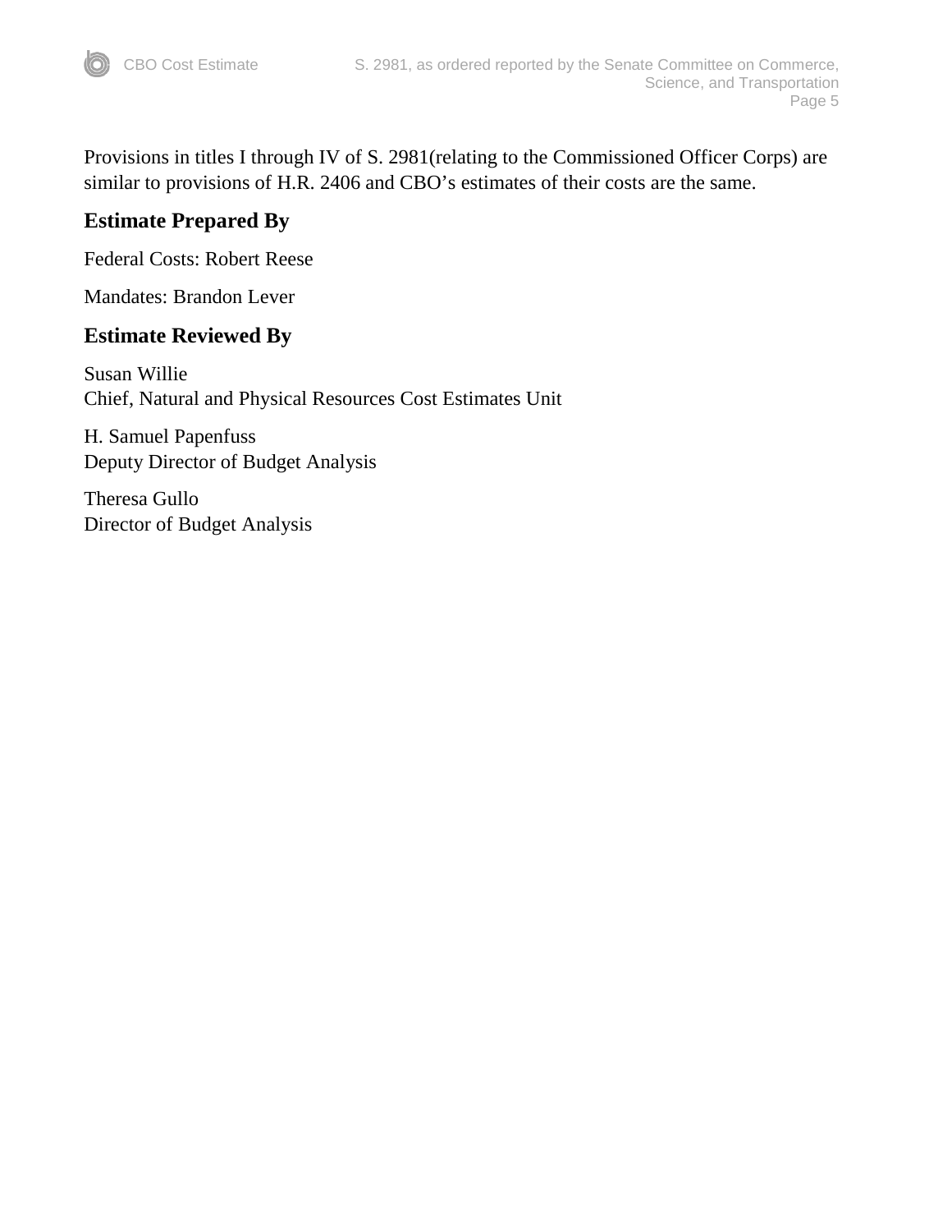Provisions in titles I through IV of S. 2981(relating to the Commissioned Officer Corps) are similar to provisions of H.R. 2406 and CBO's estimates of their costs are the same.

## Estimate Prepared By

Federal Costs: Robert Reese

Mandates: Brandon Lever

## Estimate Reviewed By

Susan Willie
Chief, Natural and Physical Resources Cost Estimates Unit

H. Samuel Papenfuss
Deputy Director of Budget Analysis

Theresa Gullo
Director of Budget Analysis